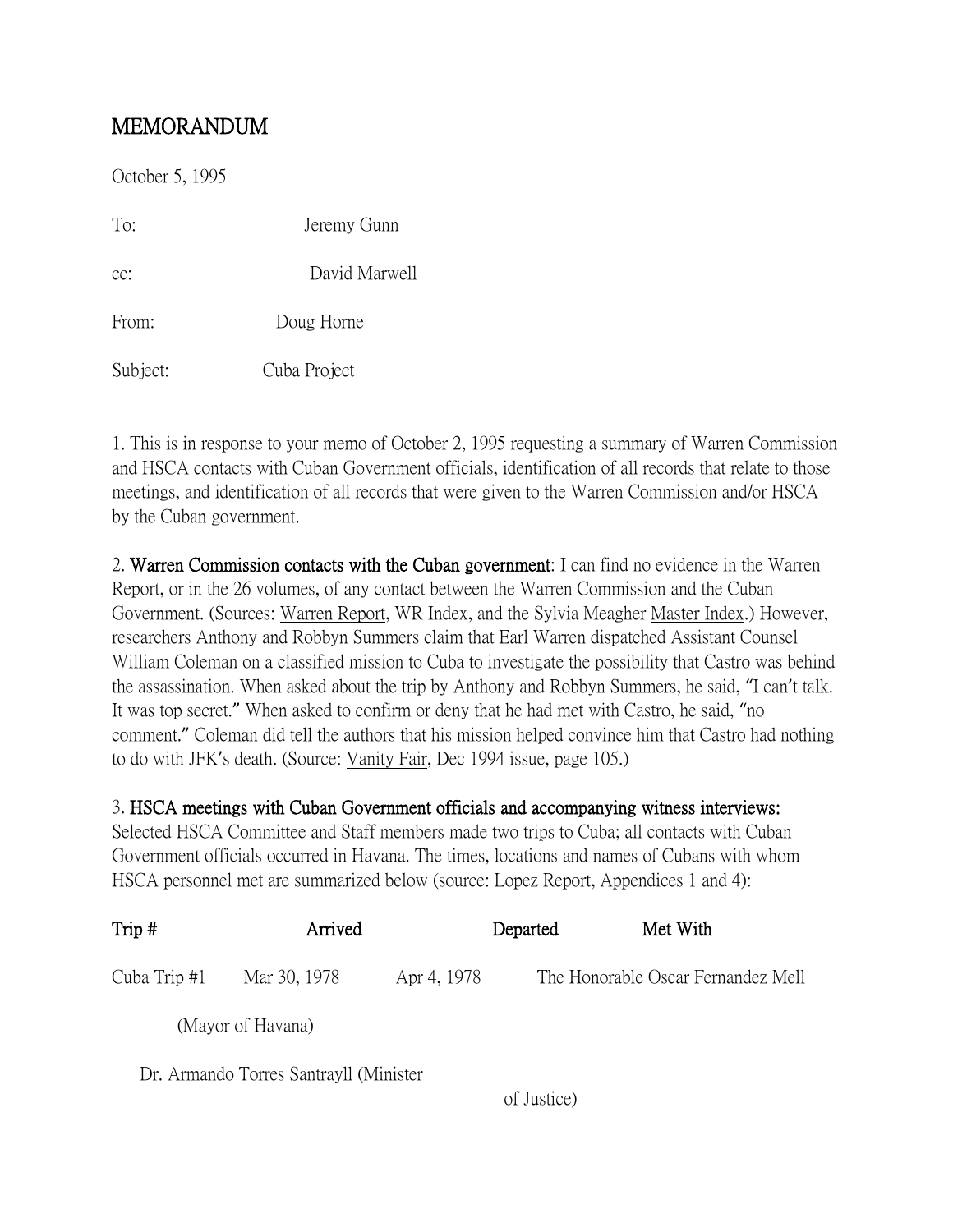# MEMORANDUM

October 5, 1995

To: Jeremy Gunn

cc: David Marwell

From: Doug Horne

Subject: Cuba Project

1. This is in response to your memo of October 2, 1995 requesting a summary of Warren Commission and HSCA contacts with Cuban Government officials, identification of all records that relate to those meetings, and identification of all records that were given to the Warren Commission and/or HSCA by the Cuban government.

2. **Warren Commission contacts with the Cuban government**: I can find no evidence in the Warren Report, or in the 26 volumes, of any contact between the Warren Commission and the Cuban Government. (Sources: Warren Report, WR Index, and the Sylvia Meagher Master Index.) However, researchers Anthony and Robbyn Summers claim that Earl Warren dispatched Assistant Counsel William Coleman on a classified mission to Cuba to investigate the possibility that Castro was behind the assassination. When asked about the trip by Anthony and Robbyn Summers, he said, "I can't talk. It was top secret." When asked to confirm or deny that he had met with Castro, he said, "no comment." Coleman did tell the authors that his mission helped convince him that Castro had nothing to do with JFK's death. (Source: Vanity Fair, Dec 1994 issue, page 105.)

3. **HSCA meetings with Cuban Government officials and accompanying witness interviews:** Selected HSCA Committee and Staff members made two trips to Cuba; all contacts with Cuban Government officials occurred in Havana. The times, locations and names of Cubans with whom HSCA personnel met are summarized below (source: Lopez Report, Appendices 1 and 4):

| Trip # | Arrived | Departed | Met With |
|---|---|---|---|
| Cuba Trip #1 | Mar 30, 1978 | Apr 4, 1978 | The Honorable Oscar Fernandez Mell (Mayor of Havana) |
| | | | Dr. Armando Torres Santrayll (Minister of Justice) |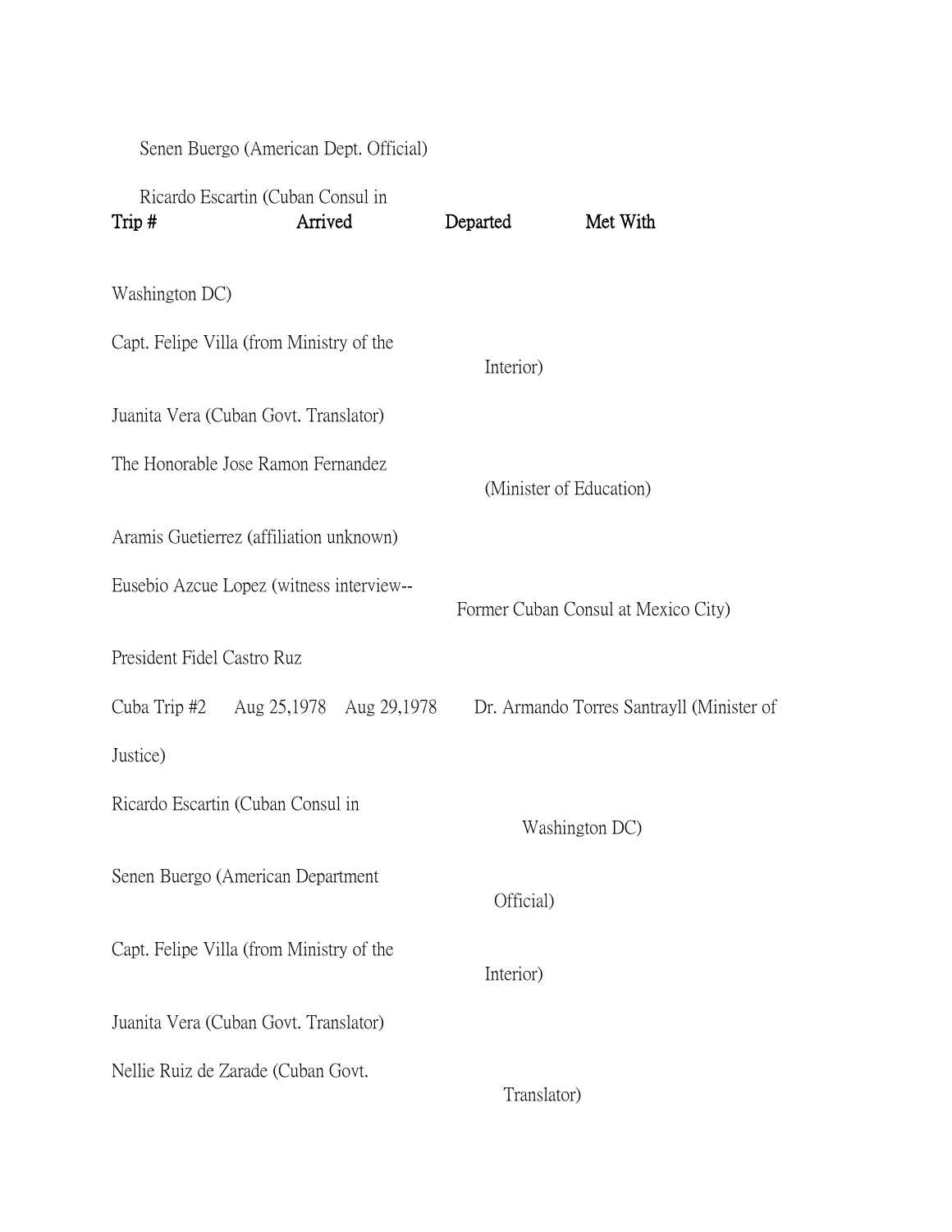Senen Buergo (American Dept. Official)

Ricardo Escartin (Cuban Consul in

| Trip # | Arrived | Departed | Met With |
|---|---|---|---|

Washington DC)

Capt. Felipe Villa (from Ministry of the Interior)

Juanita Vera (Cuban Govt. Translator)

The Honorable Jose Ramon Fernandez (Minister of Education)

Aramis Guetierrez (affiliation unknown)

Eusebio Azcue Lopez (witness interview-- Former Cuban Consul at Mexico City)

President Fidel Castro Ruz

Cuba Trip #2 Aug 25,1978 Aug 29,1978 Dr. Armando Torres Santrayll (Minister of Justice)

Ricardo Escartin (Cuban Consul in Washington DC)

Senen Buergo (American Department Official)

Capt. Felipe Villa (from Ministry of the Interior)

Juanita Vera (Cuban Govt. Translator)

Nellie Ruiz de Zarade (Cuban Govt. Translator)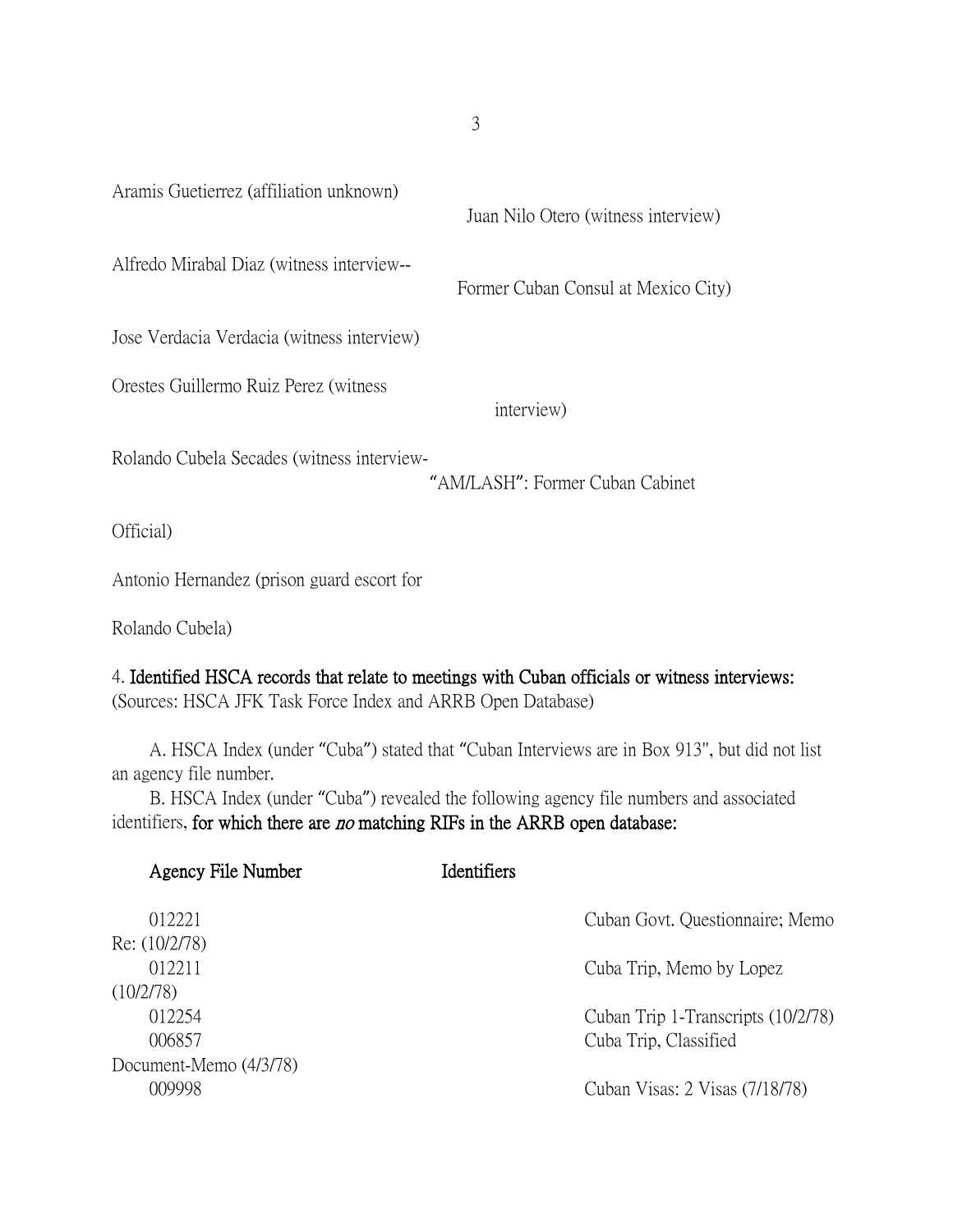Aramis Guetierrez (affiliation unknown)

Juan Nilo Otero (witness interview)

Alfredo Mirabal Diaz (witness interview-- Former Cuban Consul at Mexico City)

Jose Verdacia Verdacia (witness interview)

Orestes Guillermo Ruiz Perez (witness interview)

Rolando Cubela Secades (witness interview- "AM/LASH": Former Cuban Cabinet Official)

Antonio Hernandez (prison guard escort for Rolando Cubela)

4. **Identified HSCA records that relate to meetings with Cuban officials or witness interviews:** (Sources: HSCA JFK Task Force Index and ARRB Open Database)

A. HSCA Index (under "Cuba") stated that "Cuban Interviews are in Box 913", but did not list an agency file number.

B. HSCA Index (under "Cuba") revealed the following agency file numbers and associated identifiers, **for which there are *no* matching RIFs in the ARRB open database:**

| Agency File Number | Identifiers |
|---|---|
| 012221 | Cuban Govt. Questionnaire; Memo Re: (10/2/78) |
| 012211 | Cuba Trip, Memo by Lopez (10/2/78) |
| 012254 | Cuban Trip 1-Transcripts (10/2/78) |
| 006857 | Cuba Trip, Classified Document-Memo (4/3/78) |
| 009998 | Cuban Visas: 2 Visas (7/18/78) |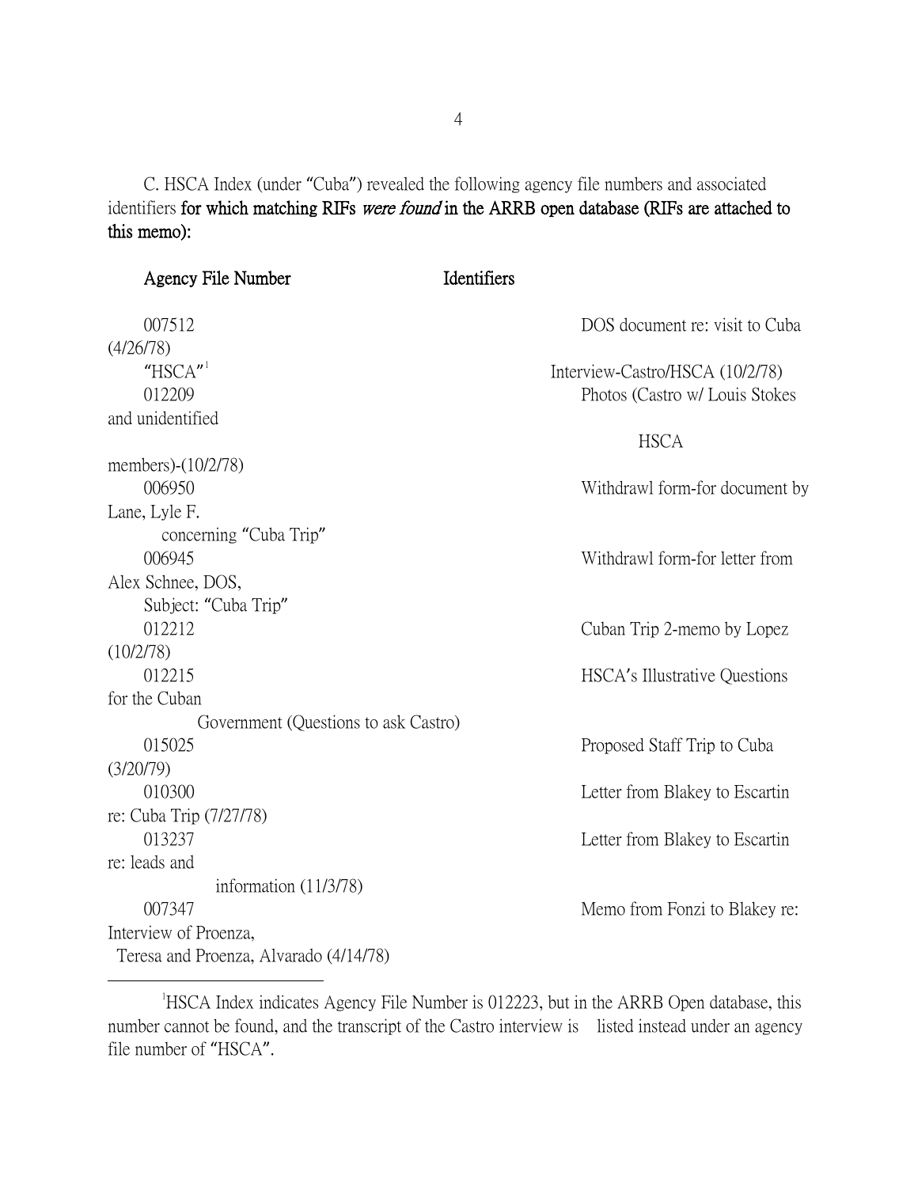C. HSCA Index (under "Cuba") revealed the following agency file numbers and associated identifiers **for which matching RIFs *were found* in the ARRB open database (RIFs are attached to this memo):**

| Agency File Number | Identifiers |
| --- | --- |
| 007512 | DOS document re: visit to Cuba (4/26/78) |
| "HSCA"[1] | Interview-Castro/HSCA (10/2/78) |
| 012209 | Photos (Castro w/ Louis Stokes and unidentified HSCA members)-(10/2/78) |
| 006950 | Withdrawl form-for document by Lane, Lyle F. concerning "Cuba Trip" |
| 006945 | Withdrawl form-for letter from Alex Schnee, DOS, Subject: "Cuba Trip" |
| 012212 | Cuban Trip 2-memo by Lopez (10/2/78) |
| 012215 | HSCA's Illustrative Questions for the Cuban Government (Questions to ask Castro) |
| 015025 | Proposed Staff Trip to Cuba (3/20/79) |
| 010300 | Letter from Blakey to Escartin re: Cuba Trip (7/27/78) |
| 013237 | Letter from Blakey to Escartin re: leads and information (11/3/78) |
| 007347 | Memo from Fonzi to Blakey re: Interview of Proenza, Teresa and Proenza, Alvarado (4/14/78) |

---

[1] HSCA Index indicates Agency File Number is 012223, but in the ARRB Open database, this number cannot be found, and the transcript of the Castro interview is listed instead under an agency file number of "HSCA".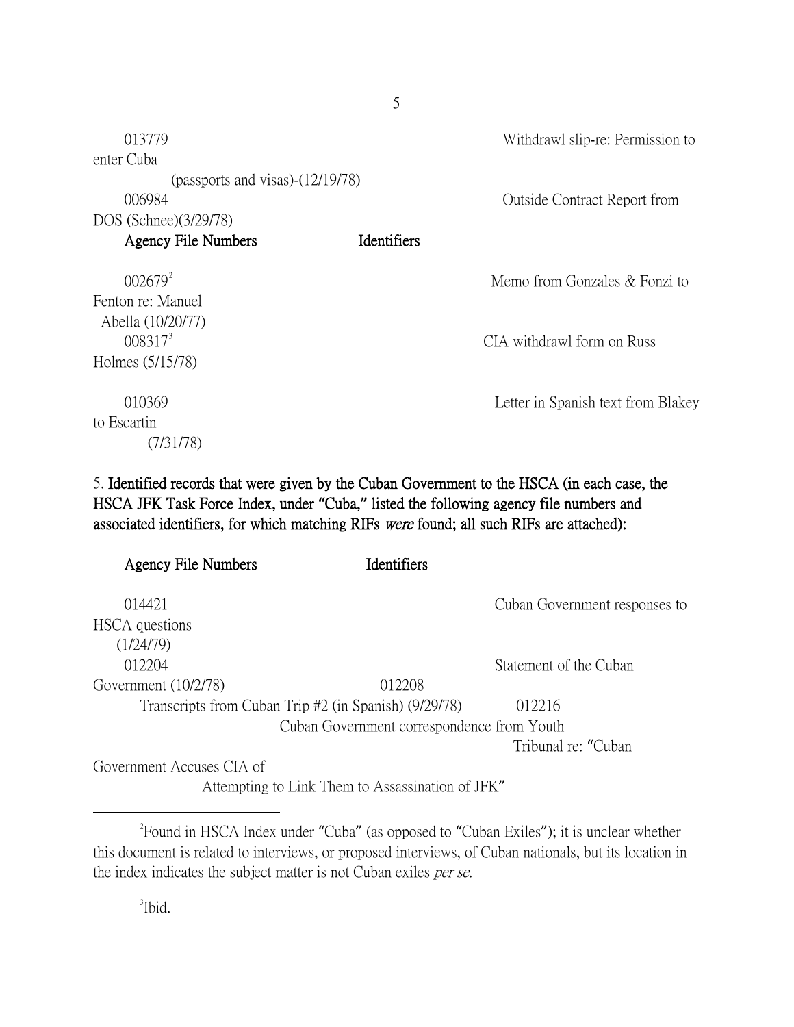| Agency File Numbers | Identifiers |
| --- | --- |
| 013779 | Withdrawl slip-re: Permission to enter Cuba (passports and visas)-(12/19/78) |
| 006984 | Outside Contract Report from DOS (Schnee)(3/29/78) |

| Agency File Numbers | Identifiers |
| --- | --- |
| 002679[2] | Memo from Gonzales & Fonzi to Fenton re: Manuel Abella (10/20/77) |
| 008317[3] | CIA withdrawl form on Russ Holmes (5/15/78) |
| 010369 | Letter in Spanish text from Blakey to Escartin (7/31/78) |

5. **Identified records that were given by the Cuban Government to the HSCA (in each case, the HSCA JFK Task Force Index, under "Cuba," listed the following agency file numbers and associated identifiers, for which matching RIFs *were* found; all such RIFs are attached):**

| Agency File Numbers | Identifiers |
| --- | --- |
| 014421 | Cuban Government responses to HSCA questions (1/24/79) |
| 012204 | Statement of the Cuban Government (10/2/78) |
| 012208 | Transcripts from Cuban Trip #2 (in Spanish) (9/29/78) |
| 012216 | Cuban Government correspondence from Youth Tribunal re: "Cuban Government Accuses CIA of Attempting to Link Them to Assassination of JFK" |

---

[2] Found in HSCA Index under "Cuba" (as opposed to "Cuban Exiles"); it is unclear whether this document is related to interviews, or proposed interviews, of Cuban nationals, but its location in the index indicates the subject matter is not Cuban exiles *per se*.

[3] Ibid.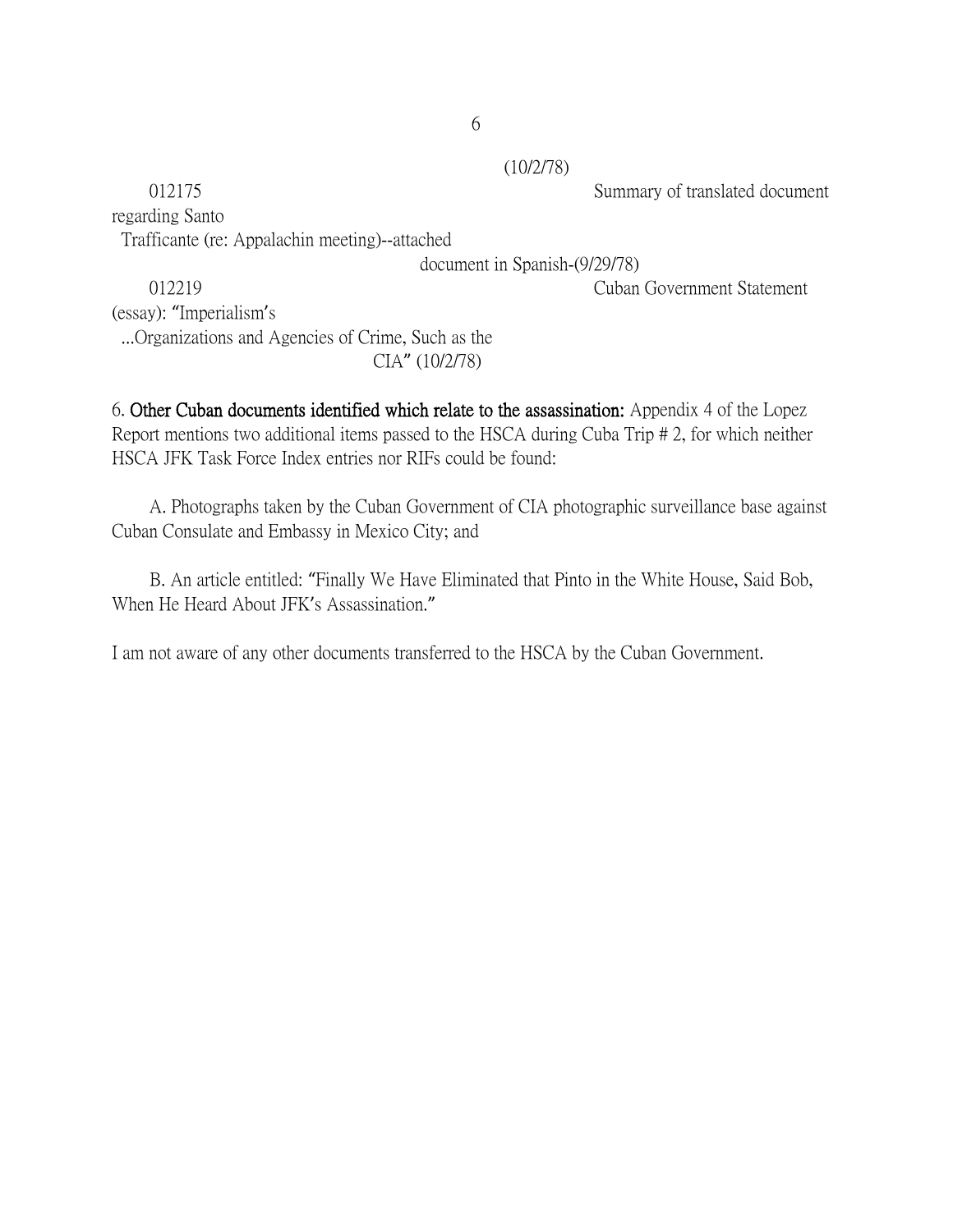(10/2/78)

012175 Summary of translated document regarding Santo Trafficante (re: Appalachin meeting)--attached document in Spanish-(9/29/78)

012219 Cuban Government Statement (essay): "Imperialism's ...Organizations and Agencies of Crime, Such as the CIA" (10/2/78)

6. **Other Cuban documents identified which relate to the assassination:** Appendix 4 of the Lopez Report mentions two additional items passed to the HSCA during Cuba Trip # 2, for which neither HSCA JFK Task Force Index entries nor RIFs could be found:

A. Photographs taken by the Cuban Government of CIA photographic surveillance base against Cuban Consulate and Embassy in Mexico City; and

B. An article entitled: "Finally We Have Eliminated that Pinto in the White House, Said Bob, When He Heard About JFK's Assassination."

I am not aware of any other documents transferred to the HSCA by the Cuban Government.